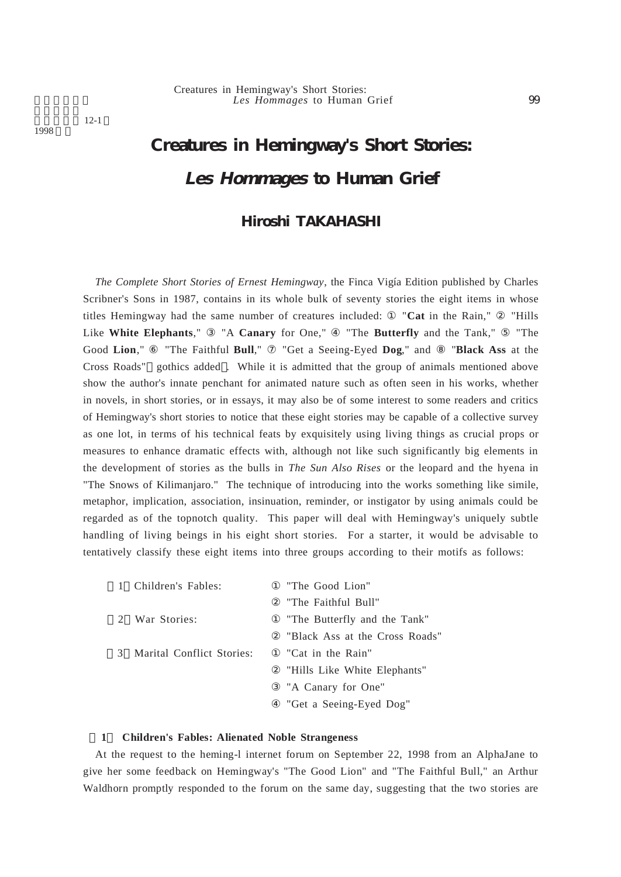# Creatures in Hemingway's Short Stories: *Les Hommages* to Human Grief

## Hiroshi TAKAHASHI

*The Complete Short Stories of Ernest Hemingway*, the Finca Vigía Edition published by Charles Scribner's Sons in 1987, contains in its whole bulk of seventy stories the eight items in whose titles Hemingway had the same number of creatures included: ① "**Cat** in the Rain," ② "Hills Like **White Elephants**," ③ "A **Canary** for One," ④ "The **Butterfly** and the Tank," ⑤ "The Good **Lion**," ⑥ "The Faithful **Bull**," ⑦ "Get a Seeing-Eyed **Dog**," and ⑧ "**Black Ass** at the Cross Roads" (gothics added). While it is admitted that the group of animals mentioned above show the author's innate penchant for animated nature such as often seen in his works, whether in novels, in short stories, or in essays, it may also be of some interest to some readers and critics of Hemingway's short stories to notice that these eight stories may be capable of a collective survey as one lot, in terms of his technical feats by exquisitely using living things as crucial props or measures to enhance dramatic effects with, although not like such significantly big elements in the development of stories as the bulls in *The Sun Also Rises* or the leopard and the hyena in "The Snows of Kilimanjaro." The technique of introducing into the works something like simile, metaphor, implication, association, insinuation, reminder, or instigator by using animals could be regarded as of the topnotch quality. This paper will deal with Hemingway's uniquely subtle handling of living beings in his eight short stories. For a starter, it would be advisable to tentatively classify these eight items into three groups according to their motifs as follows:

(1) Children's Fables:
- ① "The Good Lion"
- ② "The Faithful Bull"

(2) War Stories:
- ① "The Butterfly and the Tank"
- ② "Black Ass at the Cross Roads"

(3) Marital Conflict Stories:
- ① "Cat in the Rain"
- ② "Hills Like White Elephants"
- ③ "A Canary for One"
- ④ "Get a Seeing-Eyed Dog"

### (1) Children's Fables: Alienated Noble Strangeness

At the request to the heming-l internet forum on September 22, 1998 from an AlphaJane to give her some feedback on Hemingway's "The Good Lion" and "The Faithful Bull," an Arthur Waldhorn promptly responded to the forum on the same day, suggesting that the two stories are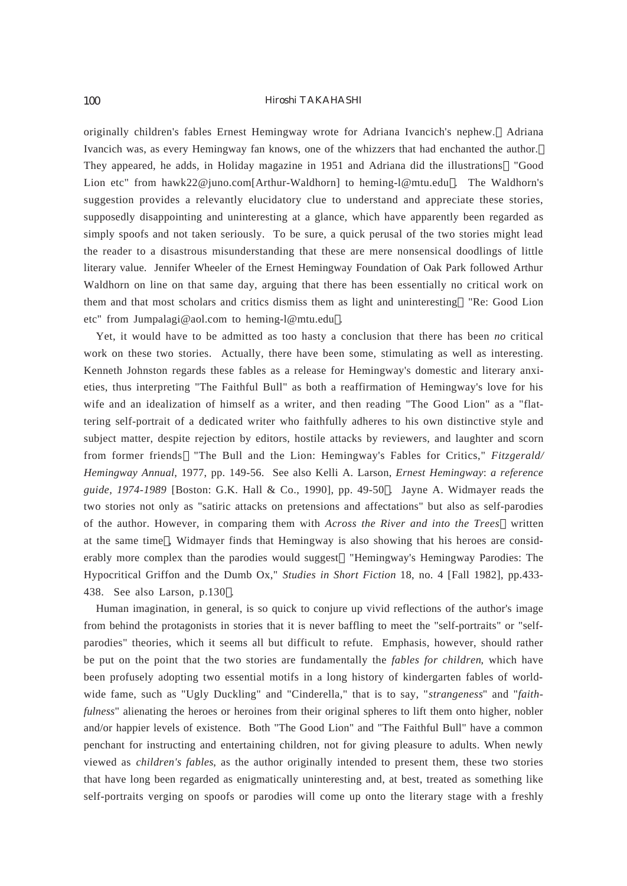originally children's fables Ernest Hemingway wrote for Adriana Ivancich's nephew. Adriana Ivancich was, as every Hemingway fan knows, one of the whizzers that had enchanted the author. They appeared, he adds, in Holiday magazine in 1951 and Adriana did the illustrations "Good Lion etc" from hawk22@juno.com[Arthur-Waldhorn] to heming-l@mtu.edu. The Waldhorn's suggestion provides a relevantly elucidatory clue to understand and appreciate these stories, supposedly disappointing and uninteresting at a glance, which have apparently been regarded as simply spoofs and not taken seriously. To be sure, a quick perusal of the two stories might lead the reader to a disastrous misunderstanding that these are mere nonsensical doodlings of little literary value. Jennifer Wheeler of the Ernest Hemingway Foundation of Oak Park followed Arthur Waldhorn on line on that same day, arguing that there has been essentially no critical work on them and that most scholars and critics dismiss them as light and uninteresting "Re: Good Lion etc" from Jumpalagi@aol.com to heming-l@mtu.edu.

Yet, it would have to be admitted as too hasty a conclusion that there has been *no* critical work on these two stories. Actually, there have been some, stimulating as well as interesting. Kenneth Johnston regards these fables as a release for Hemingway's domestic and literary anxieties, thus interpreting "The Faithful Bull" as both a reaffirmation of Hemingway's love for his wife and an idealization of himself as a writer, and then reading "The Good Lion" as a "flattering self-portrait of a dedicated writer who faithfully adheres to his own distinctive style and subject matter, despite rejection by editors, hostile attacks by reviewers, and laughter and scorn from former friends "The Bull and the Lion: Hemingway's Fables for Critics," *Fitzgerald/Hemingway Annual*, 1977, pp. 149-56. See also Kelli A. Larson, *Ernest Hemingway*: *a reference guide, 1974-1989* [Boston: G.K. Hall & Co., 1990], pp. 49-50. Jayne A. Widmayer reads the two stories not only as "satiric attacks on pretensions and affectations" but also as self-parodies of the author. However, in comparing them with *Across the River and into the Trees* written at the same time, Widmayer finds that Hemingway is also showing that his heroes are considerably more complex than the parodies would suggest "Hemingway's Hemingway Parodies: The Hypocritical Griffon and the Dumb Ox," *Studies in Short Fiction* 18, no. 4 [Fall 1982], pp.433-438. See also Larson, p.130.

Human imagination, in general, is so quick to conjure up vivid reflections of the author's image from behind the protagonists in stories that it is never baffling to meet the "self-portraits" or "self-parodies" theories, which it seems all but difficult to refute. Emphasis, however, should rather be put on the point that the two stories are fundamentally the *fables for children*, which have been profusely adopting two essential motifs in a long history of kindergarten fables of world-wide fame, such as "Ugly Duckling" and "Cinderella," that is to say, "*strangeness*" and "*faithfulness*" alienating the heroes or heroines from their original spheres to lift them onto higher, nobler and/or happier levels of existence. Both "The Good Lion" and "The Faithful Bull" have a common penchant for instructing and entertaining children, not for giving pleasure to adults. When newly viewed as *children's fables*, as the author originally intended to present them, these two stories that have long been regarded as enigmatically uninteresting and, at best, treated as something like self-portraits verging on spoofs or parodies will come up onto the literary stage with a freshly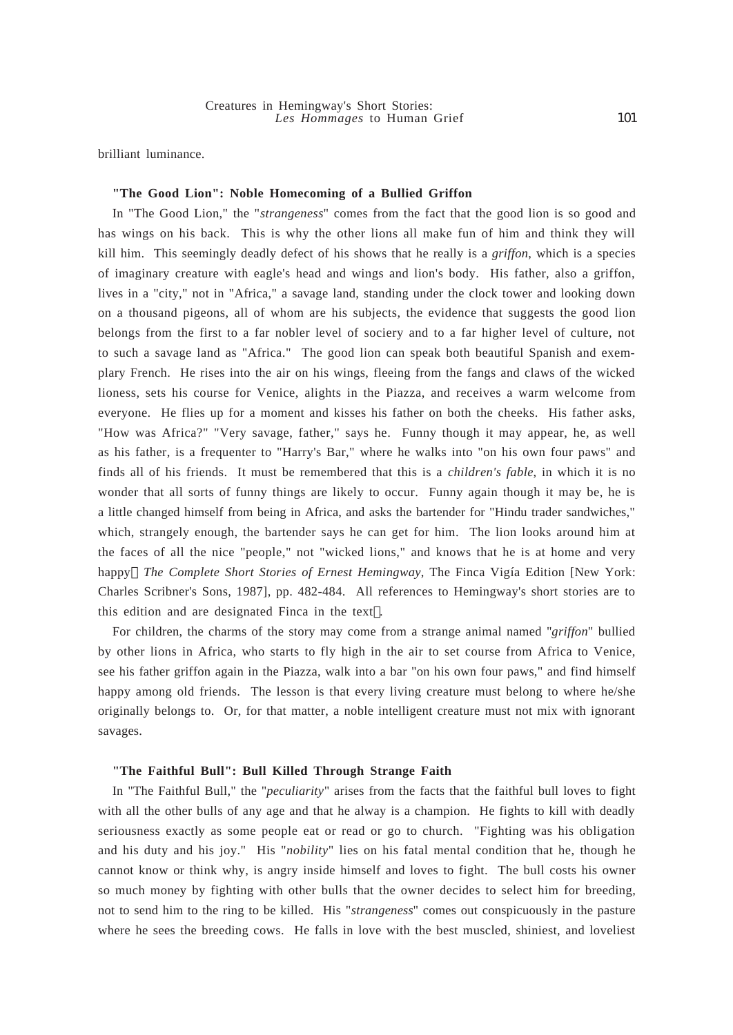brilliant luminance.

### "The Good Lion": Noble Homecoming of a Bullied Griffon

In "The Good Lion," the "*strangeness*" comes from the fact that the good lion is so good and has wings on his back. This is why the other lions all make fun of him and think they will kill him. This seemingly deadly defect of his shows that he really is a *griffon*, which is a species of imaginary creature with eagle's head and wings and lion's body. His father, also a griffon, lives in a "city," not in "Africa," a savage land, standing under the clock tower and looking down on a thousand pigeons, all of whom are his subjects, the evidence that suggests the good lion belongs from the first to a far nobler level of sociery and to a far higher level of culture, not to such a savage land as "Africa." The good lion can speak both beautiful Spanish and exemplary French. He rises into the air on his wings, fleeing from the fangs and claws of the wicked lioness, sets his course for Venice, alights in the Piazza, and receives a warm welcome from everyone. He flies up for a moment and kisses his father on both the cheeks. His father asks, "How was Africa?" "Very savage, father," says he. Funny though it may appear, he, as well as his father, is a frequenter to "Harry's Bar," where he walks into "on his own four paws" and finds all of his friends. It must be remembered that this is a *children's fable*, in which it is no wonder that all sorts of funny things are likely to occur. Funny again though it may be, he is a little changed himself from being in Africa, and asks the bartender for "Hindu trader sandwiches," which, strangely enough, the bartender says he can get for him. The lion looks around him at the faces of all the nice "people," not "wicked lions," and knows that he is at home and very happy（*The Complete Short Stories of Ernest Hemingway*, The Finca Vigía Edition [New York: Charles Scribner's Sons, 1987], pp. 482-484. All references to Hemingway's short stories are to this edition and are designated Finca in the text）.

For children, the charms of the story may come from a strange animal named "*griffon*" bullied by other lions in Africa, who starts to fly high in the air to set course from Africa to Venice, see his father griffon again in the Piazza, walk into a bar "on his own four paws," and find himself happy among old friends. The lesson is that every living creature must belong to where he/she originally belongs to. Or, for that matter, a noble intelligent creature must not mix with ignorant savages.

### "The Faithful Bull": Bull Killed Through Strange Faith

In "The Faithful Bull," the "*peculiarity*" arises from the facts that the faithful bull loves to fight with all the other bulls of any age and that he alway is a champion. He fights to kill with deadly seriousness exactly as some people eat or read or go to church. "Fighting was his obligation and his duty and his joy." His "*nobility*" lies on his fatal mental condition that he, though he cannot know or think why, is angry inside himself and loves to fight. The bull costs his owner so much money by fighting with other bulls that the owner decides to select him for breeding, not to send him to the ring to be killed. His "*strangeness*" comes out conspicuously in the pasture where he sees the breeding cows. He falls in love with the best muscled, shiniest, and loveliest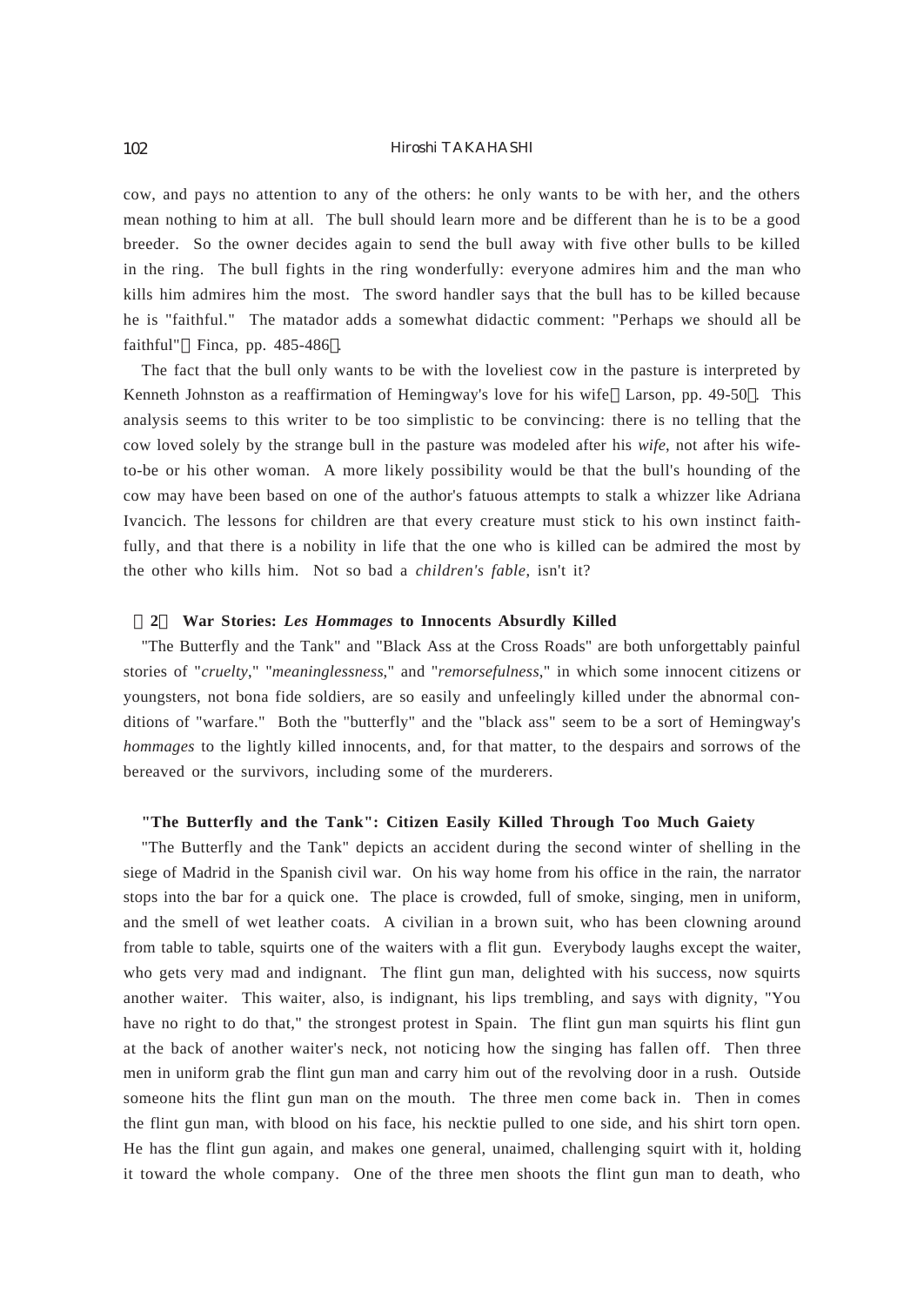cow, and pays no attention to any of the others: he only wants to be with her, and the others mean nothing to him at all. The bull should learn more and be different than he is to be a good breeder. So the owner decides again to send the bull away with five other bulls to be killed in the ring. The bull fights in the ring wonderfully: everyone admires him and the man who kills him admires him the most. The sword handler says that the bull has to be killed because he is "faithful." The matador adds a somewhat didactic comment: "Perhaps we should all be faithful"（Finca, pp. 485-486）.

The fact that the bull only wants to be with the loveliest cow in the pasture is interpreted by Kenneth Johnston as a reaffirmation of Hemingway's love for his wife（Larson, pp. 49-50）. This analysis seems to this writer to be too simplistic to be convincing: there is no telling that the cow loved solely by the strange bull in the pasture was modeled after his *wife*, not after his wife-to-be or his other woman. A more likely possibility would be that the bull's hounding of the cow may have been based on one of the author's fatuous attempts to stalk a whizzer like Adriana Ivancich. The lessons for children are that every creature must stick to his own instinct faithfully, and that there is a nobility in life that the one who is killed can be admired the most by the other who kills him. Not so bad a *children's fable*, isn't it?

### （2） War Stories: *Les Hommages* to Innocents Absurdly Killed

"The Butterfly and the Tank" and "Black Ass at the Cross Roads" are both unforgettably painful stories of "*cruelty*," "*meaninglessness*," and "*remorsefulness*," in which some innocent citizens or youngsters, not bona fide soldiers, are so easily and unfeelingly killed under the abnormal conditions of "warfare." Both the "butterfly" and the "black ass" seem to be a sort of Hemingway's *hommages* to the lightly killed innocents, and, for that matter, to the despairs and sorrows of the bereaved or the survivors, including some of the murderers.

#### "The Butterfly and the Tank": Citizen Easily Killed Through Too Much Gaiety

"The Butterfly and the Tank" depicts an accident during the second winter of shelling in the siege of Madrid in the Spanish civil war. On his way home from his office in the rain, the narrator stops into the bar for a quick one. The place is crowded, full of smoke, singing, men in uniform, and the smell of wet leather coats. A civilian in a brown suit, who has been clowning around from table to table, squirts one of the waiters with a flit gun. Everybody laughs except the waiter, who gets very mad and indignant. The flint gun man, delighted with his success, now squirts another waiter. This waiter, also, is indignant, his lips trembling, and says with dignity, "You have no right to do that," the strongest protest in Spain. The flint gun man squirts his flint gun at the back of another waiter's neck, not noticing how the singing has fallen off. Then three men in uniform grab the flint gun man and carry him out of the revolving door in a rush. Outside someone hits the flint gun man on the mouth. The three men come back in. Then in comes the flint gun man, with blood on his face, his necktie pulled to one side, and his shirt torn open. He has the flint gun again, and makes one general, unaimed, challenging squirt with it, holding it toward the whole company. One of the three men shoots the flint gun man to death, who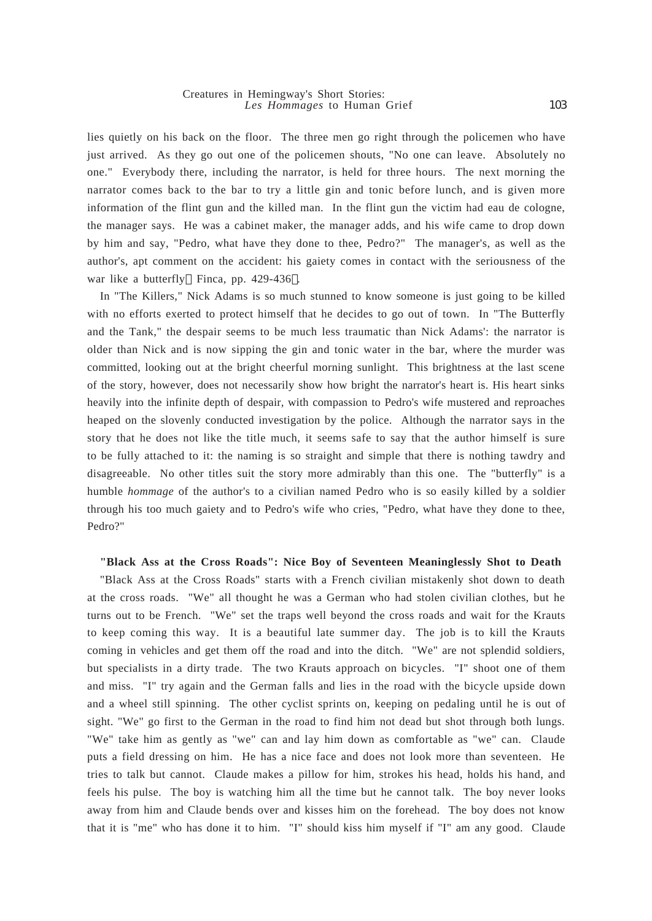lies quietly on his back on the floor. The three men go right through the policemen who have just arrived. As they go out one of the policemen shouts, "No one can leave. Absolutely no one." Everybody there, including the narrator, is held for three hours. The next morning the narrator comes back to the bar to try a little gin and tonic before lunch, and is given more information of the flint gun and the killed man. In the flint gun the victim had eau de cologne, the manager says. He was a cabinet maker, the manager adds, and his wife came to drop down by him and say, "Pedro, what have they done to thee, Pedro?" The manager's, as well as the author's, apt comment on the accident: his gaiety comes in contact with the seriousness of the war like a butterfly（Finca, pp. 429-436）.

In "The Killers," Nick Adams is so much stunned to know someone is just going to be killed with no efforts exerted to protect himself that he decides to go out of town. In "The Butterfly and the Tank," the despair seems to be much less traumatic than Nick Adams': the narrator is older than Nick and is now sipping the gin and tonic water in the bar, where the murder was committed, looking out at the bright cheerful morning sunlight. This brightness at the last scene of the story, however, does not necessarily show how bright the narrator's heart is. His heart sinks heavily into the infinite depth of despair, with compassion to Pedro's wife mustered and reproaches heaped on the slovenly conducted investigation by the police. Although the narrator says in the story that he does not like the title much, it seems safe to say that the author himself is sure to be fully attached to it: the naming is so straight and simple that there is nothing tawdry and disagreeable. No other titles suit the story more admirably than this one. The "butterfly" is a humble *hommage* of the author's to a civilian named Pedro who is so easily killed by a soldier through his too much gaiety and to Pedro's wife who cries, "Pedro, what have they done to thee, Pedro?"

**"Black Ass at the Cross Roads": Nice Boy of Seventeen Meaninglessly Shot to Death**

"Black Ass at the Cross Roads" starts with a French civilian mistakenly shot down to death at the cross roads. "We" all thought he was a German who had stolen civilian clothes, but he turns out to be French. "We" set the traps well beyond the cross roads and wait for the Krauts to keep coming this way. It is a beautiful late summer day. The job is to kill the Krauts coming in vehicles and get them off the road and into the ditch. "We" are not splendid soldiers, but specialists in a dirty trade. The two Krauts approach on bicycles. "I" shoot one of them and miss. "I" try again and the German falls and lies in the road with the bicycle upside down and a wheel still spinning. The other cyclist sprints on, keeping on pedaling until he is out of sight. "We" go first to the German in the road to find him not dead but shot through both lungs. "We" take him as gently as "we" can and lay him down as comfortable as "we" can. Claude puts a field dressing on him. He has a nice face and does not look more than seventeen. He tries to talk but cannot. Claude makes a pillow for him, strokes his head, holds his hand, and feels his pulse. The boy is watching him all the time but he cannot talk. The boy never looks away from him and Claude bends over and kisses him on the forehead. The boy does not know that it is "me" who has done it to him. "I" should kiss him myself if "I" am any good. Claude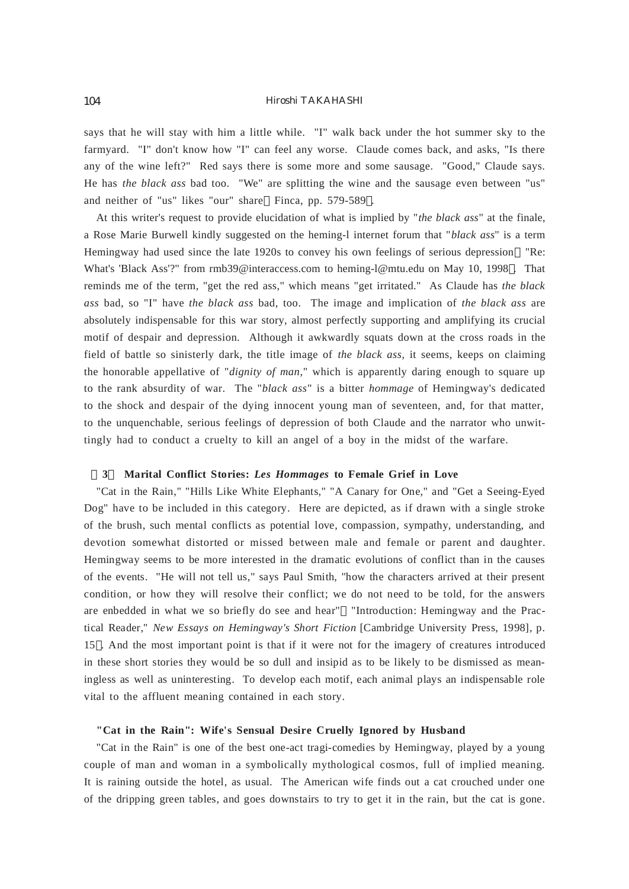says that he will stay with him a little while. "I" walk back under the hot summer sky to the farmyard. "I" don't know how "I" can feel any worse. Claude comes back, and asks, "Is there any of the wine left?" Red says there is some more and some sausage. "Good," Claude says. He has *the black ass* bad too. "We" are splitting the wine and the sausage even between "us" and neither of "us" likes "our" share（Finca, pp. 579-589）.

At this writer's request to provide elucidation of what is implied by "*the black ass*" at the finale, a Rose Marie Burwell kindly suggested on the heming-l internet forum that "*black ass*" is a term Hemingway had used since the late 1920s to convey his own feelings of serious depression（"Re: What's 'Black Ass'?" from rmb39@interaccess.com to heming-l@mtu.edu on May 10, 1998）. That reminds me of the term, "get the red ass," which means "get irritated." As Claude has *the black ass* bad, so "I" have *the black ass* bad, too. The image and implication of *the black ass* are absolutely indispensable for this war story, almost perfectly supporting and amplifying its crucial motif of despair and depression. Although it awkwardly squats down at the cross roads in the field of battle so sinisterly dark, the title image of *the black ass*, it seems, keeps on claiming the honorable appellative of "*dignity of man*," which is apparently daring enough to square up to the rank absurdity of war. The "*black ass*" is a bitter *hommage* of Hemingway's dedicated to the shock and despair of the dying innocent young man of seventeen, and, for that matter, to the unquenchable, serious feelings of depression of both Claude and the narrator who unwittingly had to conduct a cruelty to kill an angel of a boy in the midst of the warfare.

### （3） Marital Conflict Stories: *Les Hommages* to Female Grief in Love

"Cat in the Rain," "Hills Like White Elephants," "A Canary for One," and "Get a Seeing-Eyed Dog" have to be included in this category. Here are depicted, as if drawn with a single stroke of the brush, such mental conflicts as potential love, compassion, sympathy, understanding, and devotion somewhat distorted or missed between male and female or parent and daughter. Hemingway seems to be more interested in the dramatic evolutions of conflict than in the causes of the events. "He will not tell us," says Paul Smith, "how the characters arrived at their present condition, or how they will resolve their conflict; we do not need to be told, for the answers are enbedded in what we so briefly do see and hear"（"Introduction: Hemingway and the Practical Reader," *New Essays on Hemingway's Short Fiction* [Cambridge University Press, 1998], p. 15）. And the most important point is that if it were not for the imagery of creatures introduced in these short stories they would be so dull and insipid as to be likely to be dismissed as meaningless as well as uninteresting. To develop each motif, each animal plays an indispensable role vital to the affluent meaning contained in each story.

#### "Cat in the Rain": Wife's Sensual Desire Cruelly Ignored by Husband

"Cat in the Rain" is one of the best one-act tragi-comedies by Hemingway, played by a young couple of man and woman in a symbolically mythological cosmos, full of implied meaning. It is raining outside the hotel, as usual. The American wife finds out a cat crouched under one of the dripping green tables, and goes downstairs to try to get it in the rain, but the cat is gone.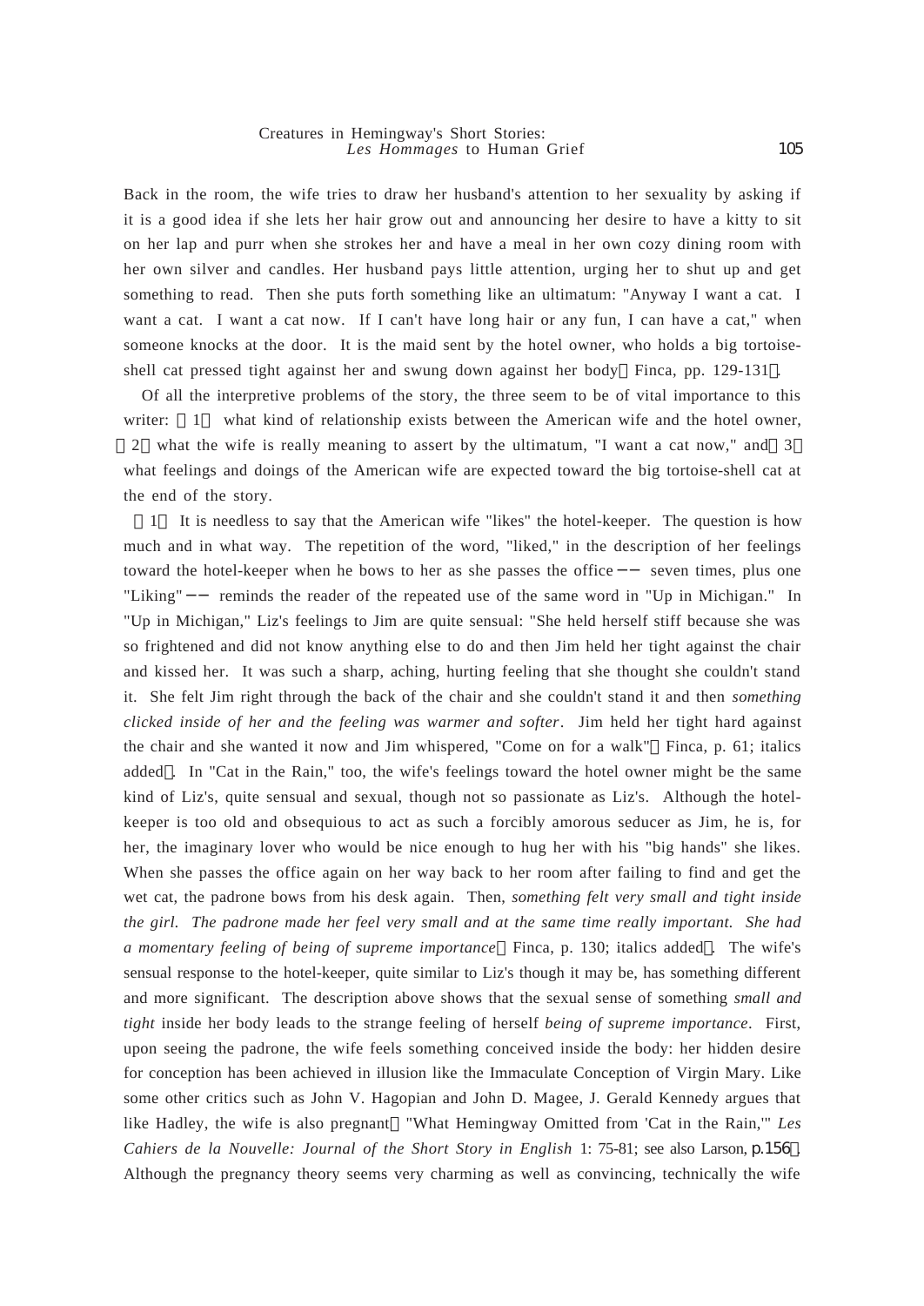Back in the room, the wife tries to draw her husband's attention to her sexuality by asking if it is a good idea if she lets her hair grow out and announcing her desire to have a kitty to sit on her lap and purr when she strokes her and have a meal in her own cozy dining room with her own silver and candles. Her husband pays little attention, urging her to shut up and get something to read. Then she puts forth something like an ultimatum: "Anyway I want a cat. I want a cat. I want a cat now. If I can't have long hair or any fun, I can have a cat," when someone knocks at the door. It is the maid sent by the hotel owner, who holds a big tortoise-shell cat pressed tight against her and swung down against her body（Finca, pp. 129-131）.

Of all the interpretive problems of the story, the three seem to be of vital importance to this writer: （1） what kind of relationship exists between the American wife and the hotel owner, （2） what the wife is really meaning to assert by the ultimatum, "I want a cat now," and （3） what feelings and doings of the American wife are expected toward the big tortoise-shell cat at the end of the story.

（1） It is needless to say that the American wife "likes" the hotel-keeper. The question is how much and in what way. The repetition of the word, "liked," in the description of her feelings toward the hotel-keeper when he bows to her as she passes the office −− seven times, plus one "Liking" −− reminds the reader of the repeated use of the same word in "Up in Michigan." In "Up in Michigan," Liz's feelings to Jim are quite sensual: "She held herself stiff because she was so frightened and did not know anything else to do and then Jim held her tight against the chair and kissed her. It was such a sharp, aching, hurting feeling that she thought she couldn't stand it. She felt Jim right through the back of the chair and she couldn't stand it and then *something clicked inside of her and the feeling was warmer and softer*. Jim held her tight hard against the chair and she wanted it now and Jim whispered, "Come on for a walk"（Finca, p. 61; italics added）. In "Cat in the Rain," too, the wife's feelings toward the hotel owner might be the same kind of Liz's, quite sensual and sexual, though not so passionate as Liz's. Although the hotel-keeper is too old and obsequious to act as such a forcibly amorous seducer as Jim, he is, for her, the imaginary lover who would be nice enough to hug her with his "big hands" she likes. When she passes the office again on her way back to her room after failing to find and get the wet cat, the padrone bows from his desk again. Then, *something felt very small and tight inside the girl. The padrone made her feel very small and at the same time really important. She had a momentary feeling of being of supreme importance*（Finca, p. 130; italics added）. The wife's sensual response to the hotel-keeper, quite similar to Liz's though it may be, has something different and more significant. The description above shows that the sexual sense of something *small and tight* inside her body leads to the strange feeling of herself *being of supreme importance*. First, upon seeing the padrone, the wife feels something conceived inside the body: her hidden desire for conception has been achieved in illusion like the Immaculate Conception of Virgin Mary. Like some other critics such as John V. Hagopian and John D. Magee, J. Gerald Kennedy argues that like Hadley, the wife is also pregnant（"What Hemingway Omitted from 'Cat in the Rain,'" *Les Cahiers de la Nouvelle: Journal of the Short Story in English* 1: 75-81; see also Larson, p.156）. Although the pregnancy theory seems very charming as well as convincing, technically the wife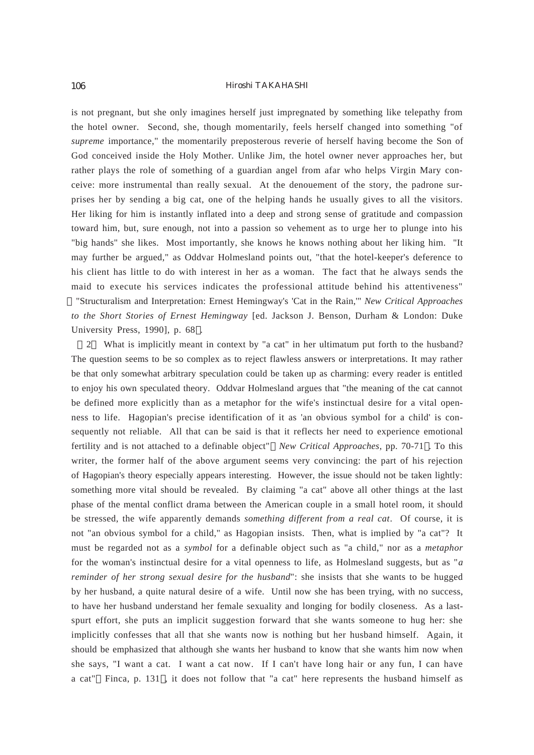is not pregnant, but she only imagines herself just impregnated by something like telepathy from the hotel owner. Second, she, though momentarily, feels herself changed into something "of *supreme* importance," the momentarily preposterous reverie of herself having become the Son of God conceived inside the Holy Mother. Unlike Jim, the hotel owner never approaches her, but rather plays the role of something of a guardian angel from afar who helps Virgin Mary conceive: more instrumental than really sexual. At the denouement of the story, the padrone surprises her by sending a big cat, one of the helping hands he usually gives to all the visitors. Her liking for him is instantly inflated into a deep and strong sense of gratitude and compassion toward him, but, sure enough, not into a passion so vehement as to urge her to plunge into his "big hands" she likes. Most importantly, she knows he knows nothing about her liking him. "It may further be argued," as Oddvar Holmesland points out, "that the hotel-keeper's deference to his client has little to do with interest in her as a woman. The fact that he always sends the maid to execute his services indicates the professional attitude behind his attentiveness" （"Structuralism and Interpretation: Ernest Hemingway's 'Cat in the Rain,'" *New Critical Approaches to the Short Stories of Ernest Hemingway* [ed. Jackson J. Benson, Durham & London: Duke University Press, 1990], p. 68）.

（2） What is implicitly meant in context by "a cat" in her ultimatum put forth to the husband? The question seems to be so complex as to reject flawless answers or interpretations. It may rather be that only somewhat arbitrary speculation could be taken up as charming: every reader is entitled to enjoy his own speculated theory. Oddvar Holmesland argues that "the meaning of the cat cannot be defined more explicitly than as a metaphor for the wife's instinctual desire for a vital openness to life. Hagopian's precise identification of it as 'an obvious symbol for a child' is consequently not reliable. All that can be said is that it reflects her need to experience emotional fertility and is not attached to a definable object" （*New Critical Approaches*, pp. 70-71）. To this writer, the former half of the above argument seems very convincing: the part of his rejection of Hagopian's theory especially appears interesting. However, the issue should not be taken lightly: something more vital should be revealed. By claiming "a cat" above all other things at the last phase of the mental conflict drama between the American couple in a small hotel room, it should be stressed, the wife apparently demands *something different from a real cat*. Of course, it is not "an obvious symbol for a child," as Hagopian insists. Then, what is implied by "a cat"? It must be regarded not as a *symbol* for a definable object such as "a child," nor as a *metaphor* for the woman's instinctual desire for a vital openness to life, as Holmesland suggests, but as "*a reminder of her strong sexual desire for the husband*": she insists that she wants to be hugged by her husband, a quite natural desire of a wife. Until now she has been trying, with no success, to have her husband understand her female sexuality and longing for bodily closeness. As a last-spurt effort, she puts an implicit suggestion forward that she wants someone to hug her: she implicitly confesses that all that she wants now is nothing but her husband himself. Again, it should be emphasized that although she wants her husband to know that she wants him now when she says, "I want a cat. I want a cat now. If I can't have long hair or any fun, I can have a cat" （Finca, p. 131）, it does not follow that "a cat" here represents the husband himself as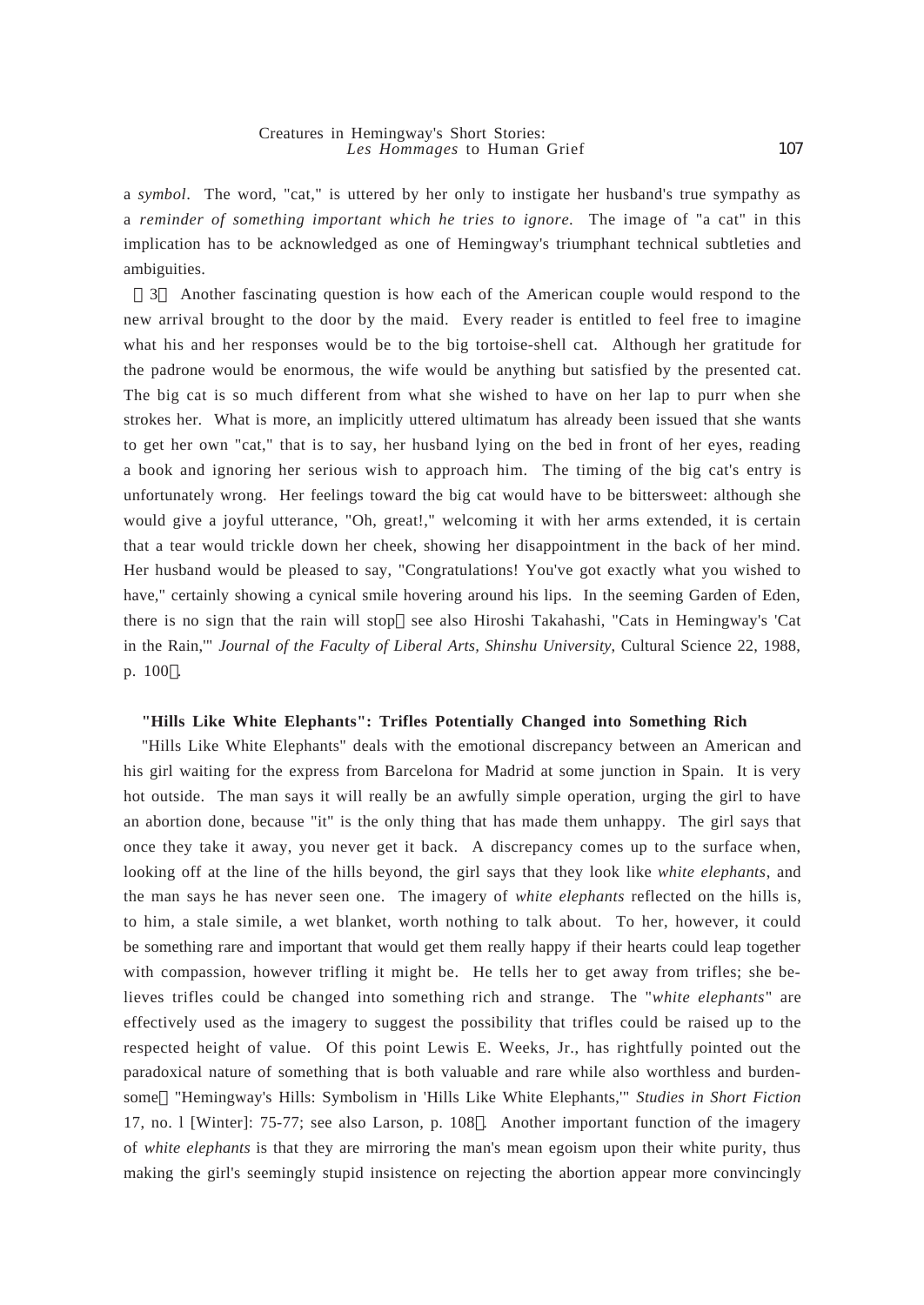a *symbol*. The word, "cat," is uttered by her only to instigate her husband's true sympathy as a *reminder of something important which he tries to ignore*. The image of "a cat" in this implication has to be acknowledged as one of Hemingway's triumphant technical subtleties and ambiguities.

（3） Another fascinating question is how each of the American couple would respond to the new arrival brought to the door by the maid. Every reader is entitled to feel free to imagine what his and her responses would be to the big tortoise-shell cat. Although her gratitude for the padrone would be enormous, the wife would be anything but satisfied by the presented cat. The big cat is so much different from what she wished to have on her lap to purr when she strokes her. What is more, an implicitly uttered ultimatum has already been issued that she wants to get her own "cat," that is to say, her husband lying on the bed in front of her eyes, reading a book and ignoring her serious wish to approach him. The timing of the big cat's entry is unfortunately wrong. Her feelings toward the big cat would have to be bittersweet: although she would give a joyful utterance, "Oh, great!," welcoming it with her arms extended, it is certain that a tear would trickle down her cheek, showing her disappointment in the back of her mind. Her husband would be pleased to say, "Congratulations! You've got exactly what you wished to have," certainly showing a cynical smile hovering around his lips. In the seeming Garden of Eden, there is no sign that the rain will stop（see also Hiroshi Takahashi, "Cats in Hemingway's 'Cat in the Rain,'" *Journal of the Faculty of Liberal Arts, Shinshu University*, Cultural Science 22, 1988, p. 100）.

### "Hills Like White Elephants": Trifles Potentially Changed into Something Rich

"Hills Like White Elephants" deals with the emotional discrepancy between an American and his girl waiting for the express from Barcelona for Madrid at some junction in Spain. It is very hot outside. The man says it will really be an awfully simple operation, urging the girl to have an abortion done, because "it" is the only thing that has made them unhappy. The girl says that once they take it away, you never get it back. A discrepancy comes up to the surface when, looking off at the line of the hills beyond, the girl says that they look like *white elephants*, and the man says he has never seen one. The imagery of *white elephants* reflected on the hills is, to him, a stale simile, a wet blanket, worth nothing to talk about. To her, however, it could be something rare and important that would get them really happy if their hearts could leap together with compassion, however trifling it might be. He tells her to get away from trifles; she believes trifles could be changed into something rich and strange. The "*white elephants*" are effectively used as the imagery to suggest the possibility that trifles could be raised up to the respected height of value. Of this point Lewis E. Weeks, Jr., has rightfully pointed out the paradoxical nature of something that is both valuable and rare while also worthless and burdensome（"Hemingway's Hills: Symbolism in 'Hills Like White Elephants,'" *Studies in Short Fiction* 17, no. l [Winter]: 75-77; see also Larson, p. 108）. Another important function of the imagery of *white elephants* is that they are mirroring the man's mean egoism upon their white purity, thus making the girl's seemingly stupid insistence on rejecting the abortion appear more convincingly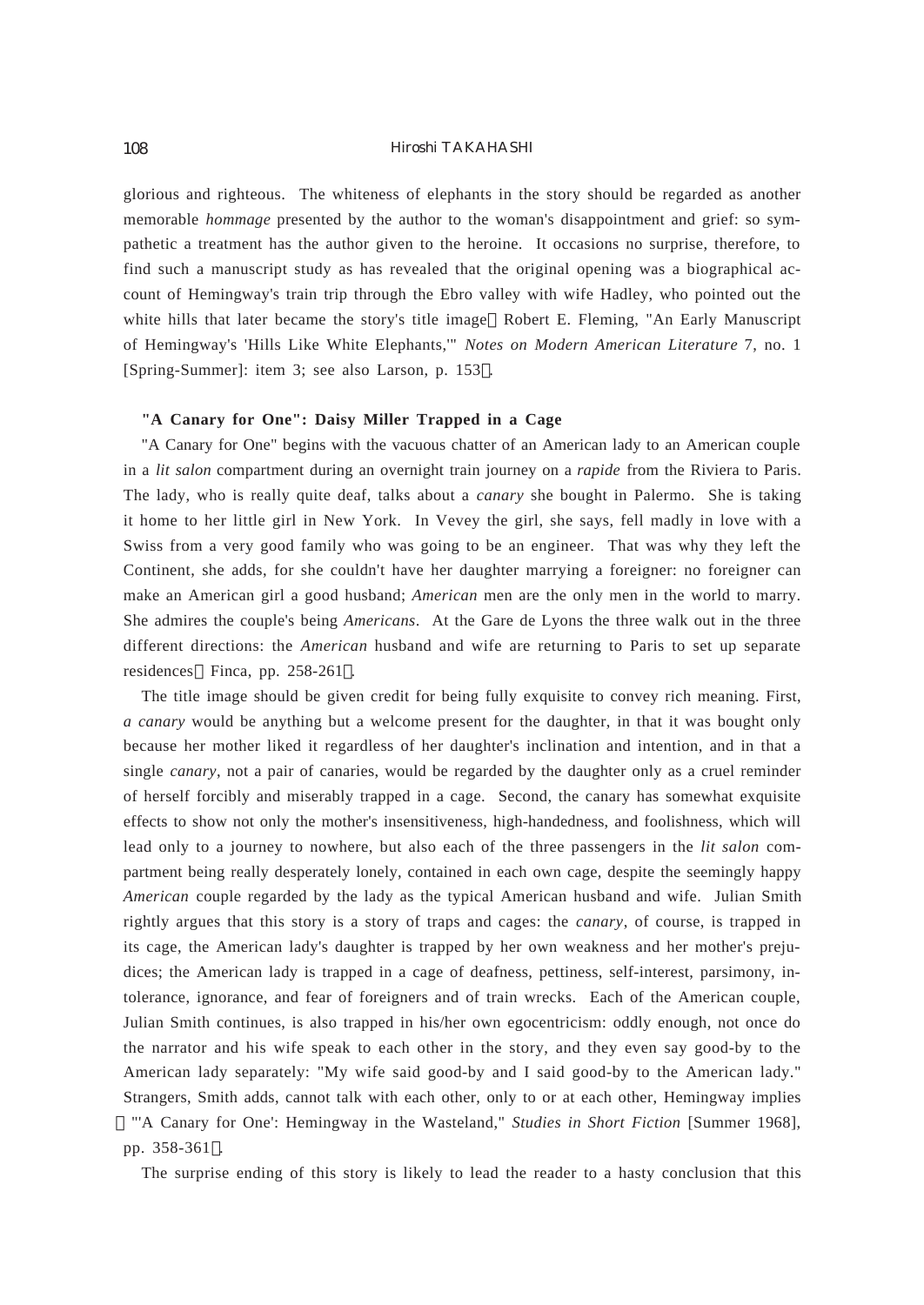glorious and righteous. The whiteness of elephants in the story should be regarded as another memorable *hommage* presented by the author to the woman's disappointment and grief: so sympathetic a treatment has the author given to the heroine. It occasions no surprise, therefore, to find such a manuscript study as has revealed that the original opening was a biographical account of Hemingway's train trip through the Ebro valley with wife Hadley, who pointed out the white hills that later became the story's title image（Robert E. Fleming, "An Early Manuscript of Hemingway's 'Hills Like White Elephants,'" *Notes on Modern American Literature* 7, no. 1 [Spring-Summer]: item 3; see also Larson, p. 153）.

**"A Canary for One": Daisy Miller Trapped in a Cage**

"A Canary for One" begins with the vacuous chatter of an American lady to an American couple in a *lit salon* compartment during an overnight train journey on a *rapide* from the Riviera to Paris. The lady, who is really quite deaf, talks about a *canary* she bought in Palermo. She is taking it home to her little girl in New York. In Vevey the girl, she says, fell madly in love with a Swiss from a very good family who was going to be an engineer. That was why they left the Continent, she adds, for she couldn't have her daughter marrying a foreigner: no foreigner can make an American girl a good husband; *American* men are the only men in the world to marry. She admires the couple's being *Americans*. At the Gare de Lyons the three walk out in the three different directions: the *American* husband and wife are returning to Paris to set up separate residences（Finca, pp. 258-261）.

The title image should be given credit for being fully exquisite to convey rich meaning. First, *a canary* would be anything but a welcome present for the daughter, in that it was bought only because her mother liked it regardless of her daughter's inclination and intention, and in that a single *canary*, not a pair of canaries, would be regarded by the daughter only as a cruel reminder of herself forcibly and miserably trapped in a cage. Second, the canary has somewhat exquisite effects to show not only the mother's insensitiveness, high-handedness, and foolishness, which will lead only to a journey to nowhere, but also each of the three passengers in the *lit salon* compartment being really desperately lonely, contained in each own cage, despite the seemingly happy *American* couple regarded by the lady as the typical American husband and wife. Julian Smith rightly argues that this story is a story of traps and cages: the *canary*, of course, is trapped in its cage, the American lady's daughter is trapped by her own weakness and her mother's prejudices; the American lady is trapped in a cage of deafness, pettiness, self-interest, parsimony, intolerance, ignorance, and fear of foreigners and of train wrecks. Each of the American couple, Julian Smith continues, is also trapped in his/her own egocentricism: oddly enough, not once do the narrator and his wife speak to each other in the story, and they even say good-by to the American lady separately: "My wife said good-by and I said good-by to the American lady." Strangers, Smith adds, cannot talk with each other, only to or at each other, Hemingway implies（"'A Canary for One': Hemingway in the Wasteland," *Studies in Short Fiction* [Summer 1968], pp. 358-361）.

The surprise ending of this story is likely to lead the reader to a hasty conclusion that this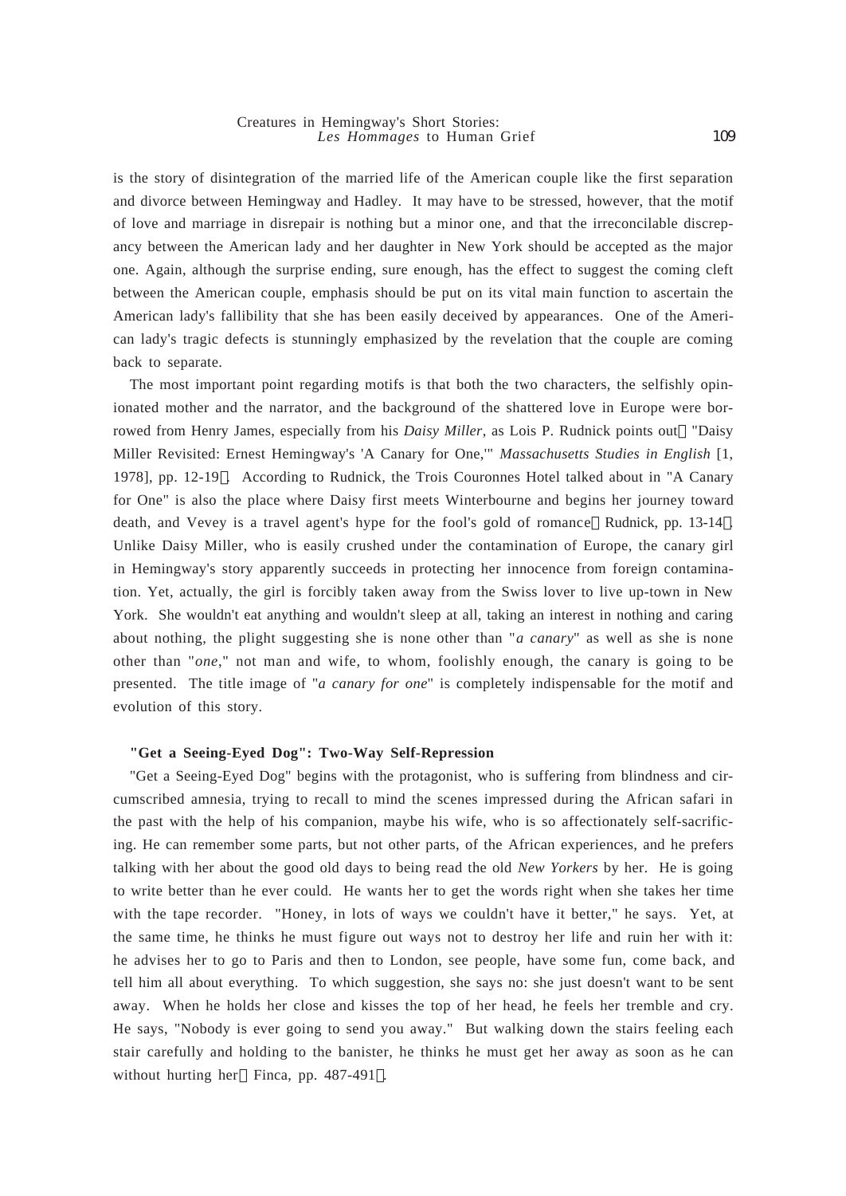is the story of disintegration of the married life of the American couple like the first separation and divorce between Hemingway and Hadley. It may have to be stressed, however, that the motif of love and marriage in disrepair is nothing but a minor one, and that the irreconcilable discrepancy between the American lady and her daughter in New York should be accepted as the major one. Again, although the surprise ending, sure enough, has the effect to suggest the coming cleft between the American couple, emphasis should be put on its vital main function to ascertain the American lady's fallibility that she has been easily deceived by appearances. One of the American lady's tragic defects is stunningly emphasized by the revelation that the couple are coming back to separate.

The most important point regarding motifs is that both the two characters, the selfishly opinionated mother and the narrator, and the background of the shattered love in Europe were borrowed from Henry James, especially from his *Daisy Miller*, as Lois P. Rudnick points out（"Daisy Miller Revisited: Ernest Hemingway's 'A Canary for One,'" *Massachusetts Studies in English* [1, 1978], pp. 12-19）. According to Rudnick, the Trois Couronnes Hotel talked about in "A Canary for One" is also the place where Daisy first meets Winterbourne and begins her journey toward death, and Vevey is a travel agent's hype for the fool's gold of romance（Rudnick, pp. 13-14）. Unlike Daisy Miller, who is easily crushed under the contamination of Europe, the canary girl in Hemingway's story apparently succeeds in protecting her innocence from foreign contamination. Yet, actually, the girl is forcibly taken away from the Swiss lover to live up-town in New York. She wouldn't eat anything and wouldn't sleep at all, taking an interest in nothing and caring about nothing, the plight suggesting she is none other than "*a canary*" as well as she is none other than "*one*," not man and wife, to whom, foolishly enough, the canary is going to be presented. The title image of "*a canary for one*" is completely indispensable for the motif and evolution of this story.

**"Get a Seeing-Eyed Dog": Two-Way Self-Repression**

"Get a Seeing-Eyed Dog" begins with the protagonist, who is suffering from blindness and circumscribed amnesia, trying to recall to mind the scenes impressed during the African safari in the past with the help of his companion, maybe his wife, who is so affectionately self-sacrificing. He can remember some parts, but not other parts, of the African experiences, and he prefers talking with her about the good old days to being read the old *New Yorkers* by her. He is going to write better than he ever could. He wants her to get the words right when she takes her time with the tape recorder. "Honey, in lots of ways we couldn't have it better," he says. Yet, at the same time, he thinks he must figure out ways not to destroy her life and ruin her with it: he advises her to go to Paris and then to London, see people, have some fun, come back, and tell him all about everything. To which suggestion, she says no: she just doesn't want to be sent away. When he holds her close and kisses the top of her head, he feels her tremble and cry. He says, "Nobody is ever going to send you away." But walking down the stairs feeling each stair carefully and holding to the banister, he thinks he must get her away as soon as he can without hurting her（Finca, pp. 487-491）.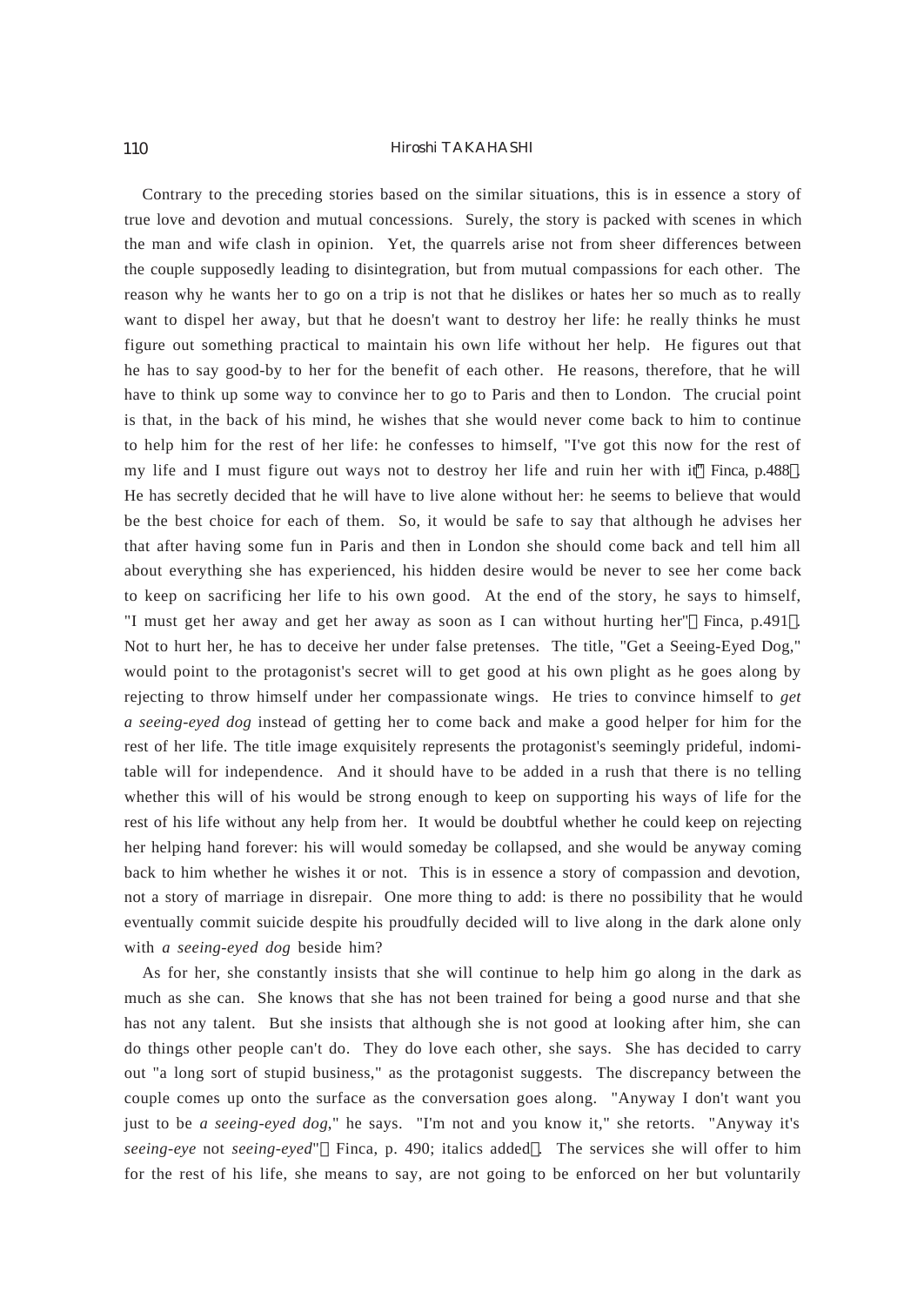Contrary to the preceding stories based on the similar situations, this is in essence a story of true love and devotion and mutual concessions. Surely, the story is packed with scenes in which the man and wife clash in opinion. Yet, the quarrels arise not from sheer differences between the couple supposedly leading to disintegration, but from mutual compassions for each other. The reason why he wants her to go on a trip is not that he dislikes or hates her so much as to really want to dispel her away, but that he doesn't want to destroy her life: he really thinks he must figure out something practical to maintain his own life without her help. He figures out that he has to say good-by to her for the benefit of each other. He reasons, therefore, that he will have to think up some way to convince her to go to Paris and then to London. The crucial point is that, in the back of his mind, he wishes that she would never come back to him to continue to help him for the rest of her life: he confesses to himself, "I've got this now for the rest of my life and I must figure out ways not to destroy her life and ruin her with it"（Finca, p.488）. He has secretly decided that he will have to live alone without her: he seems to believe that would be the best choice for each of them. So, it would be safe to say that although he advises her that after having some fun in Paris and then in London she should come back and tell him all about everything she has experienced, his hidden desire would be never to see her come back to keep on sacrificing her life to his own good. At the end of the story, he says to himself, "I must get her away and get her away as soon as I can without hurting her"（Finca, p.491）. Not to hurt her, he has to deceive her under false pretenses. The title, "Get a Seeing-Eyed Dog," would point to the protagonist's secret will to get good at his own plight as he goes along by rejecting to throw himself under her compassionate wings. He tries to convince himself to *get a seeing-eyed dog* instead of getting her to come back and make a good helper for him for the rest of her life. The title image exquisitely represents the protagonist's seemingly prideful, indomitable will for independence. And it should have to be added in a rush that there is no telling whether this will of his would be strong enough to keep on supporting his ways of life for the rest of his life without any help from her. It would be doubtful whether he could keep on rejecting her helping hand forever: his will would someday be collapsed, and she would be anyway coming back to him whether he wishes it or not. This is in essence a story of compassion and devotion, not a story of marriage in disrepair. One more thing to add: is there no possibility that he would eventually commit suicide despite his proudfully decided will to live along in the dark alone only with *a seeing-eyed dog* beside him?

As for her, she constantly insists that she will continue to help him go along in the dark as much as she can. She knows that she has not been trained for being a good nurse and that she has not any talent. But she insists that although she is not good at looking after him, she can do things other people can't do. They do love each other, she says. She has decided to carry out "a long sort of stupid business," as the protagonist suggests. The discrepancy between the couple comes up onto the surface as the conversation goes along. "Anyway I don't want you just to be *a seeing-eyed dog*," he says. "I'm not and you know it," she retorts. "Anyway it's *seeing-eye* not *seeing-eyed*"（Finca, p. 490; italics added）. The services she will offer to him for the rest of his life, she means to say, are not going to be enforced on her but voluntarily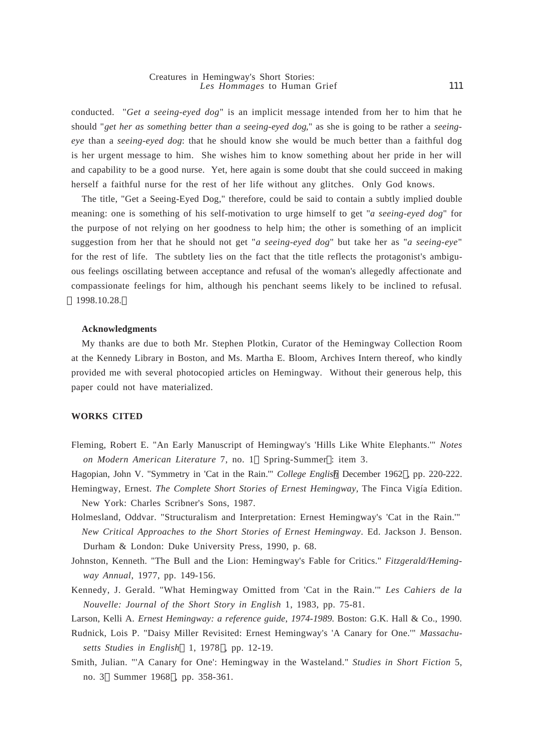conducted. "*Get a seeing-eyed dog*" is an implicit message intended from her to him that he should "*get her as something better than a seeing-eyed dog*," as she is going to be rather a *seeing-eye* than a *seeing-eyed dog*: that he should know she would be much better than a faithful dog is her urgent message to him. She wishes him to know something about her pride in her will and capability to be a good nurse. Yet, here again is some doubt that she could succeed in making herself a faithful nurse for the rest of her life without any glitches. Only God knows.

The title, "Get a Seeing-Eyed Dog," therefore, could be said to contain a subtly implied double meaning: one is something of his self-motivation to urge himself to get "*a seeing-eyed dog*" for the purpose of not relying on her goodness to help him; the other is something of an implicit suggestion from her that he should not get "*a seeing-eyed dog*" but take her as "*a seeing-eye*" for the rest of life. The subtlety lies on the fact that the title reflects the protagonist's ambiguous feelings oscillating between acceptance and refusal of the woman's allegedly affectionate and compassionate feelings for him, although his penchant seems likely to be inclined to refusal. （1998.10.28.）

**Acknowledgments**

My thanks are due to both Mr. Stephen Plotkin, Curator of the Hemingway Collection Room at the Kennedy Library in Boston, and Ms. Martha E. Bloom, Archives Intern thereof, who kindly provided me with several photocopied articles on Hemingway. Without their generous help, this paper could not have materialized.

**WORKS CITED**

Fleming, Robert E. "An Early Manuscript of Hemingway's 'Hills Like White Elephants.'" *Notes on Modern American Literature* 7, no. 1（Spring-Summer）: item 3.

Hagopian, John V. "Symmetry in 'Cat in the Rain.'" *College English*（December 1962）, pp. 220-222.

Hemingway, Ernest. *The Complete Short Stories of Ernest Hemingway*, The Finca Vigía Edition. New York: Charles Scribner's Sons, 1987.

Holmesland, Oddvar. "Structuralism and Interpretation: Ernest Hemingway's 'Cat in the Rain.'" *New Critical Approaches to the Short Stories of Ernest Hemingway*. Ed. Jackson J. Benson. Durham & London: Duke University Press, 1990, p. 68.

Johnston, Kenneth. "The Bull and the Lion: Hemingway's Fable for Critics." *Fitzgerald/Hemingway Annual*, 1977, pp. 149-156.

Kennedy, J. Gerald. "What Hemingway Omitted from 'Cat in the Rain.'" *Les Cahiers de la Nouvelle: Journal of the Short Story in English* 1, 1983, pp. 75-81.

Larson, Kelli A. *Ernest Hemingway: a reference guide, 1974-1989.* Boston: G.K. Hall & Co., 1990.

Rudnick, Lois P. "Daisy Miller Revisited: Ernest Hemingway's 'A Canary for One.'" *Massachusetts Studies in English*（1, 1978）, pp. 12-19.

Smith, Julian. "'A Canary for One': Hemingway in the Wasteland." *Studies in Short Fiction* 5, no. 3（Summer 1968）, pp. 358-361.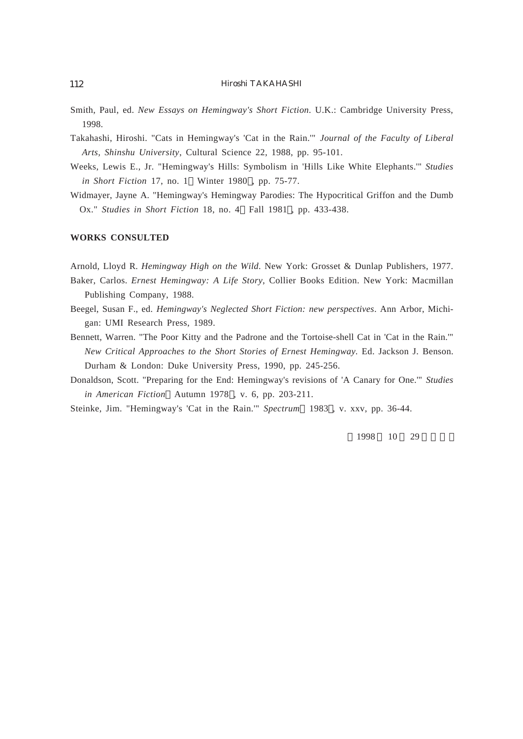Smith, Paul, ed. *New Essays on Hemingway's Short Fiction*. U.K.: Cambridge University Press, 1998.

Takahashi, Hiroshi. "Cats in Hemingway's 'Cat in the Rain.'" *Journal of the Faculty of Liberal Arts, Shinshu University*, Cultural Science 22, 1988, pp. 95-101.

Weeks, Lewis E., Jr. "Hemingway's Hills: Symbolism in 'Hills Like White Elephants.'" *Studies in Short Fiction* 17, no. 1 Winter 1980 , pp. 75-77.

Widmayer, Jayne A. "Hemingway's Hemingway Parodies: The Hypocritical Griffon and the Dumb Ox." *Studies in Short Fiction* 18, no. 4 Fall 1981 , pp. 433-438.

## WORKS CONSULTED

Arnold, Lloyd R. *Hemingway High on the Wild*. New York: Grosset & Dunlap Publishers, 1977.

Baker, Carlos. *Ernest Hemingway: A Life Story*, Collier Books Edition. New York: Macmillan Publishing Company, 1988.

Beegel, Susan F., ed. *Hemingway's Neglected Short Fiction: new perspectives*. Ann Arbor, Michigan: UMI Research Press, 1989.

Bennett, Warren. "The Poor Kitty and the Padrone and the Tortoise-shell Cat in 'Cat in the Rain.'" *New Critical Approaches to the Short Stories of Ernest Hemingway*. Ed. Jackson J. Benson. Durham & London: Duke University Press, 1990, pp. 245-256.

Donaldson, Scott. "Preparing for the End: Hemingway's revisions of 'A Canary for One.'" *Studies in American Fiction* Autumn 1978 , v. 6, pp. 203-211.

Steinke, Jim. "Hemingway's 'Cat in the Rain.'" *Spectrum* 1983 , v. xxv, pp. 36-44.

1998 10 29